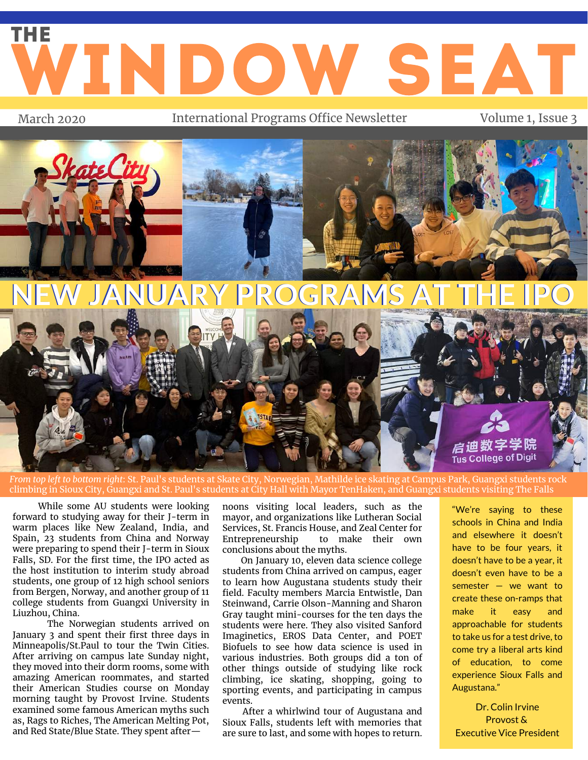# THE WINDOW SEAT

March 2020 | International Programs Office Newsletter | Volume 1, Issue 3

## NEW JANUARY PROGRAMS AT THE IPO

*From top left to bottom right:* St. Paul's students at Skate City, Norwegian, Mathilde ice skating at Campus Park, Guangxi students rock climbing in Sioux City, Guangxi and St. Paul's students at City Hall with Mayor TenHaken, and Guangxi students visiting The Falls

While some AU students were looking forward to studying away for their J-term in warm places like New Zealand, India, and Spain, 23 students from China and Norway were preparing to spend their J-term in Sioux Falls, SD. For the first time, the IPO acted as the host institution to interim study abroad students, one group of 12 high school seniors from Bergen, Norway, and another group of 11 college students from Guangxi University in Liuzhou, China.

The Norwegian students arrived on January 3 and spent their first three days in Minneapolis/St.Paul to tour the Twin Cities. After arriving on campus late Sunday night, they moved into their dorm rooms, some with amazing American roommates, and started their American Studies course on Monday morning taught by Provost Irvine. Students examined some famous American myths such as, Rags to Riches, The American Melting Pot, and Red State/Blue State. They spent after—noons visiting local leaders, such as the mayor, and organizations like Lutheran Social Services, St. Francis House, and Zeal Center for Entrepreneurship to make their own conclusions about the myths.

On January 10, eleven data science college students from China arrived on campus, eager to learn how Augustana students study their field. Faculty members Marcia Entwistle, Dan Steinwand, Carrie Olson-Manning and Sharon Gray taught mini-courses for the ten days the students were here. They also visited Sanford Imaginetics, EROS Data Center, and POET Biofuels to see how data science is used in various industries. Both groups did a ton of other things outside of studying like rock climbing, ice skating, shopping, going to sporting events, and participating in campus events.

After a whirlwind tour of Augustana and Sioux Falls, students left with memories that are sure to last, and some with hopes to return.

> "We're saying to these schools in China and India and elsewhere it doesn't have to be four years, it doesn't have to be a year, it doesn't even have to be a semester — we want to create these on-ramps that make it easy and approachable for students to take us for a test drive, to come try a liberal arts kind of education, to come experience Sioux Falls and Augustana."
>
> Dr. Colin Irvine
> Provost &
> Executive Vice President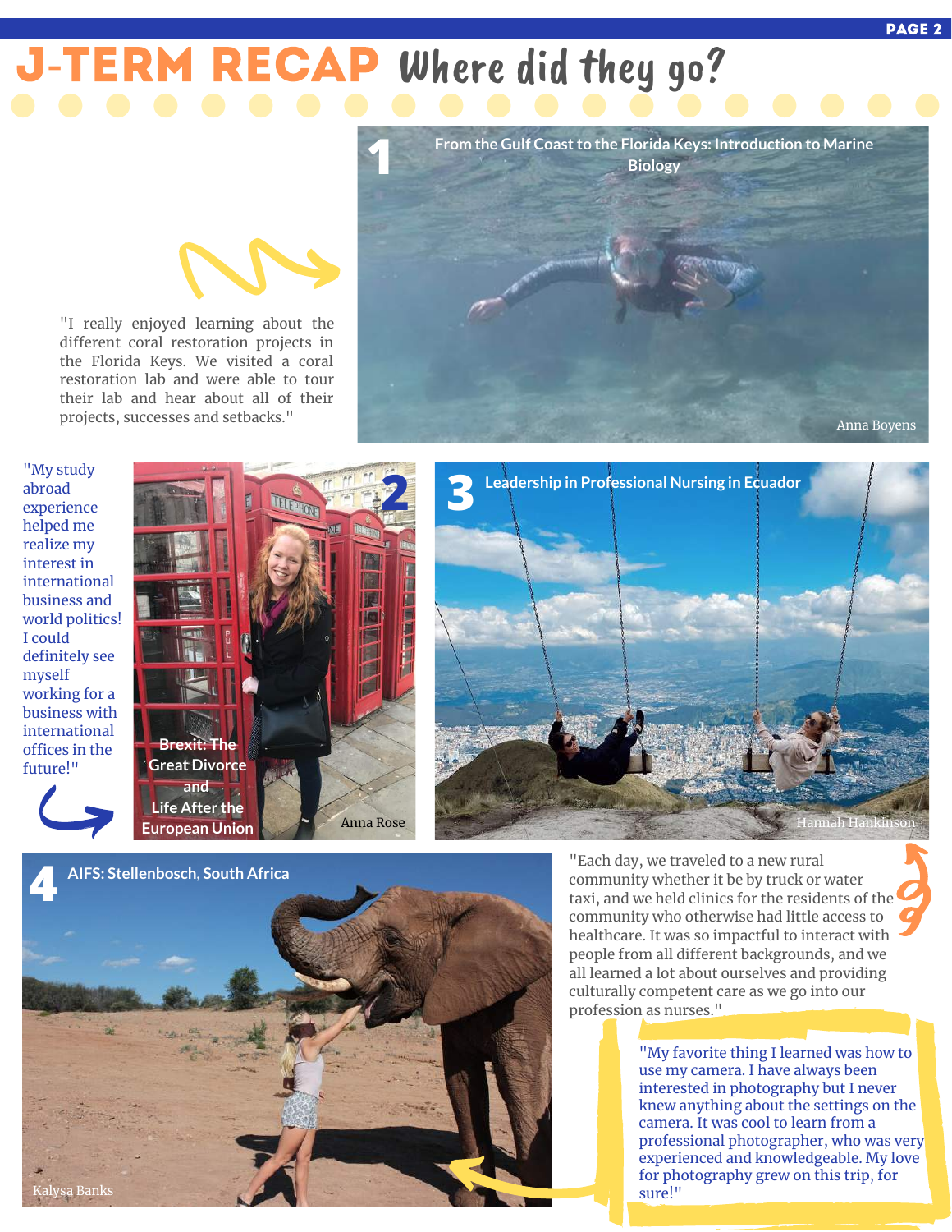# J-TERM RECAP Where did they go?

## 1 From the Gulf Coast to the Florida Keys: Introduction to Marine Biology

"I really enjoyed learning about the different coral restoration projects in the Florida Keys. We visited a coral restoration lab and were able to tour their lab and hear about all of their projects, successes and setbacks."

Anna Boyens

## 2 Brexit: The Great Divorce and Life After the European Union

"My study abroad experience helped me realize my interest in international business and world politics! I could definitely see myself working for a business with international offices in the future!"

Anna Rose

## 3 Leadership in Professional Nursing in Ecuador

"Each day, we traveled to a new rural community whether it be by truck or water taxi, and we held clinics for the residents of the community who otherwise had little access to healthcare. It was so impactful to interact with people from all different backgrounds, and we all learned a lot about ourselves and providing culturally competent care as we go into our profession as nurses."

Hannah Hankinson

## 4 AIFS: Stellenbosch, South Africa

"My favorite thing I learned was how to use my camera. I have always been interested in photography but I never knew anything about the settings on the camera. It was cool to learn from a professional photographer, who was very experienced and knowledgeable. My love for photography grew on this trip, for sure!"

Kalysa Banks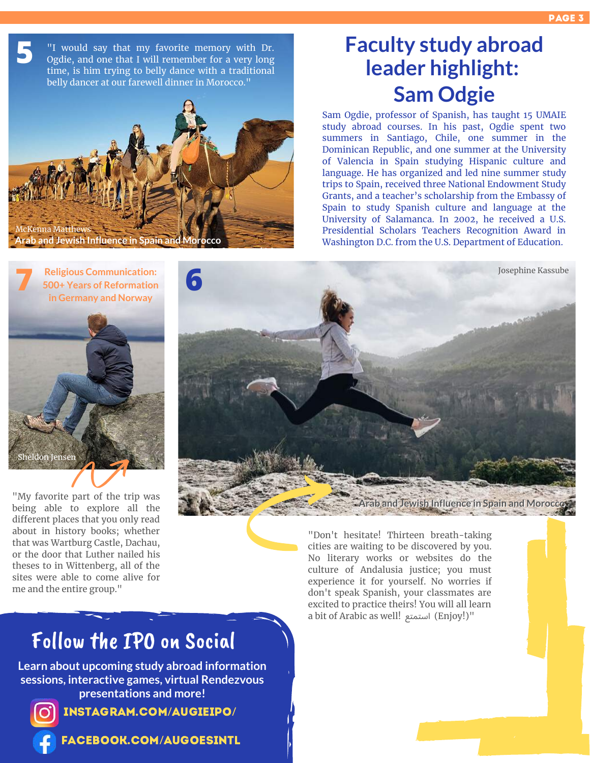## 5

"I would say that my favorite memory with Dr. Ogdie, and one that I will remember for a very long time, is him trying to belly dance with a traditional belly dancer at our farewell dinner in Morocco."

McKenna Matthews
Arab and Jewish Influence in Spain and Morocco

# Faculty study abroad leader highlight: Sam Odgie

Sam Ogdie, professor of Spanish, has taught 15 UMAIE study abroad courses. In his past, Ogdie spent two summers in Santiago, Chile, one summer in the Dominican Republic, and one summer at the University of Valencia in Spain studying Hispanic culture and language. He has organized and led nine summer study trips to Spain, received three National Endowment Study Grants, and a teacher's scholarship from the Embassy of Spain to study Spanish culture and language at the University of Salamanca. In 2002, he received a U.S. Presidential Scholars Teachers Recognition Award in Washington D.C. from the U.S. Department of Education.

## 7

**Religious Communication: 500+ Years of Reformation in Germany and Norway**

Sheldon Jensen

"My favorite part of the trip was being able to explore all the different places that you only read about in history books; whether that was Wartburg Castle, Dachau, or the door that Luther nailed his theses to in Wittenberg, all of the sites were able to come alive for me and the entire group."

## 6

Josephine Kassube

Arab and Jewish Influence in Spain and Morocco

"Don't hesitate! Thirteen breath-taking cities are waiting to be discovered by you. No literary works or websites do the culture of Andalusia justice; you must experience it for yourself. No worries if don't speak Spanish, your classmates are excited to practice theirs! You will all learn a bit of Arabic as well! استمتع (Enjoy!)"

## Follow the IPO on Social

**Learn about upcoming study abroad information sessions, interactive games, virtual Rendezvous presentations and more!**

**INSTAGRAM.COM/AUGIEIPO/**

**FACEBOOK.COM/AUGOESINTL**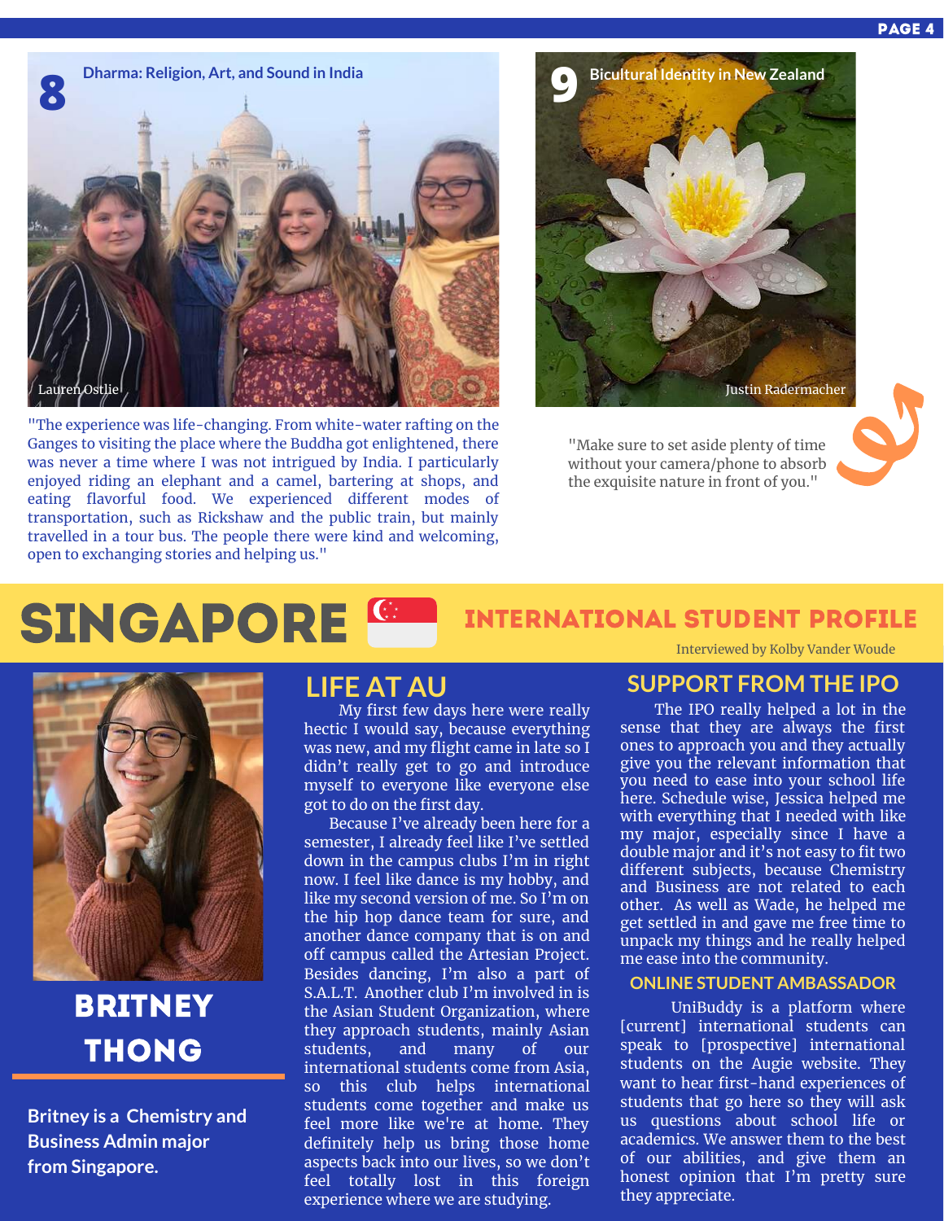## 8 Dharma: Religion, Art, and Sound in India

Lauren Ostlie

"The experience was life-changing. From white-water rafting on the Ganges to visiting the place where the Buddha got enlightened, there was never a time where I was not intrigued by India. I particularly enjoyed riding an elephant and a camel, bartering at shops, and eating flavorful food. We experienced different modes of transportation, such as Rickshaw and the public train, but mainly travelled in a tour bus. The people there were kind and welcoming, open to exchanging stories and helping us."

## 9 Bicultural Identity in New Zealand

Justin Radermacher

"Make sure to set aside plenty of time without your camera/phone to absorb the exquisite nature in front of you."

# SINGAPORE

## INTERNATIONAL STUDENT PROFILE

Interviewed by Kolby Vander Woude

## BRITNEY THONG

**Britney is a Chemistry and Business Admin major from Singapore.**

## LIFE AT AU

My first few days here were really hectic I would say, because everything was new, and my flight came in late so I didn't really get to go and introduce myself to everyone like everyone else got to do on the first day.

Because I've already been here for a semester, I already feel like I've settled down in the campus clubs I'm in right now. I feel like dance is my hobby, and like my second version of me. So I'm on the hip hop dance team for sure, and another dance company that is on and off campus called the Artesian Project. Besides dancing, I'm also a part of S.A.L.T. Another club I'm involved in is the Asian Student Organization, where they approach students, mainly Asian students, and many of our international students come from Asia, so this club helps international students come together and make us feel more like we're at home. They definitely help us bring those home aspects back into our lives, so we don't feel totally lost in this foreign experience where we are studying.

## SUPPORT FROM THE IPO

The IPO really helped a lot in the sense that they are always the first ones to approach you and they actually give you the relevant information that you need to ease into your school life here. Schedule wise, Jessica helped me with everything that I needed with like my major, especially since I have a double major and it's not easy to fit two different subjects, because Chemistry and Business are not related to each other. As well as Wade, he helped me get settled in and gave me free time to unpack my things and he really helped me ease into the community.

### ONLINE STUDENT AMBASSADOR

UniBuddy is a platform where [current] international students can speak to [prospective] international students on the Augie website. They want to hear first-hand experiences of students that go here so they will ask us questions about school life or academics. We answer them to the best of our abilities, and give them an honest opinion that I'm pretty sure they appreciate.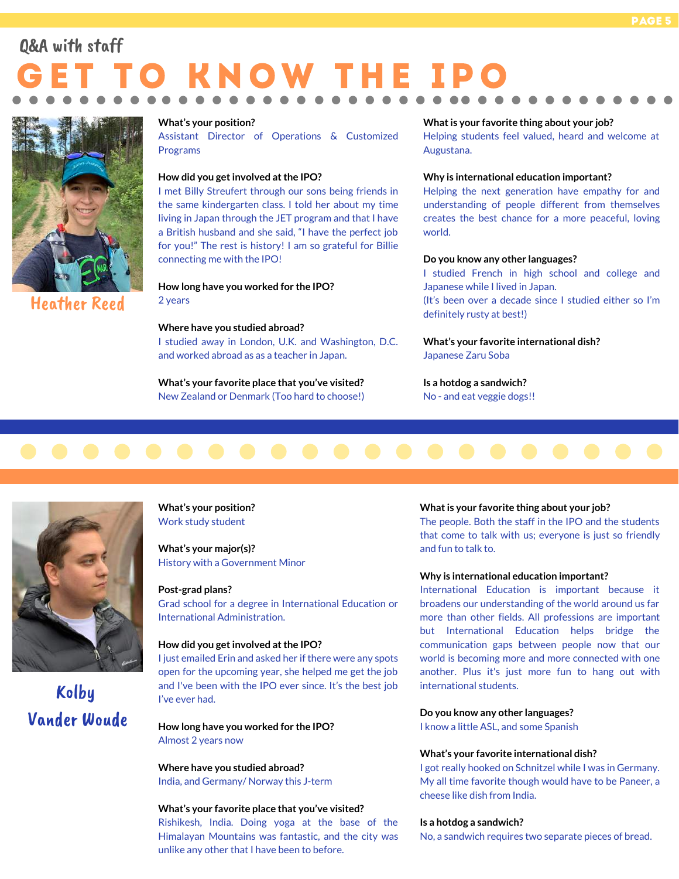Q&A with staff

# GET TO KNOW THE IPO

## Heather Reed

**What's your position?**
Assistant Director of Operations & Customized Programs

**How did you get involved at the IPO?**
I met Billy Streufert through our sons being friends in the same kindergarten class. I told her about my time living in Japan through the JET program and that I have a British husband and she said, "I have the perfect job for you!" The rest is history! I am so grateful for Billie connecting me with the IPO!

**How long have you worked for the IPO?**
2 years

**Where have you studied abroad?**
I studied away in London, U.K. and Washington, D.C. and worked abroad as as a teacher in Japan.

**What's your favorite place that you've visited?**
New Zealand or Denmark (Too hard to choose!)

**What is your favorite thing about your job?**
Helping students feel valued, heard and welcome at Augustana.

**Why is international education important?**
Helping the next generation have empathy for and understanding of people different from themselves creates the best chance for a more peaceful, loving world.

**Do you know any other languages?**
I studied French in high school and college and Japanese while I lived in Japan.
(It's been over a decade since I studied either so I'm definitely rusty at best!)

**What's your favorite international dish?**
Japanese Zaru Soba

**Is a hotdog a sandwich?**
No - and eat veggie dogs!!

## Kolby Vander Woude

**What's your position?**
Work study student

**What's your major(s)?**
History with a Government Minor

**Post-grad plans?**
Grad school for a degree in International Education or International Administration.

**How did you get involved at the IPO?**
I just emailed Erin and asked her if there were any spots open for the upcoming year, she helped me get the job and I've been with the IPO ever since. It's the best job I've ever had.

**How long have you worked for the IPO?**
Almost 2 years now

**Where have you studied abroad?**
India, and Germany/ Norway this J-term

**What's your favorite place that you've visited?**
Rishikesh, India. Doing yoga at the base of the Himalayan Mountains was fantastic, and the city was unlike any other that I have been to before.

**What is your favorite thing about your job?**
The people. Both the staff in the IPO and the students that come to talk with us; everyone is just so friendly and fun to talk to.

**Why is international education important?**
International Education is important because it broadens our understanding of the world around us far more than other fields. All professions are important but International Education helps bridge the communication gaps between people now that our world is becoming more and more connected with one another. Plus it's just more fun to hang out with international students.

**Do you know any other languages?**
I know a little ASL, and some Spanish

**What's your favorite international dish?**
I got really hooked on Schnitzel while I was in Germany. My all time favorite though would have to be Paneer, a cheese like dish from India.

**Is a hotdog a sandwich?**
No, a sandwich requires two separate pieces of bread.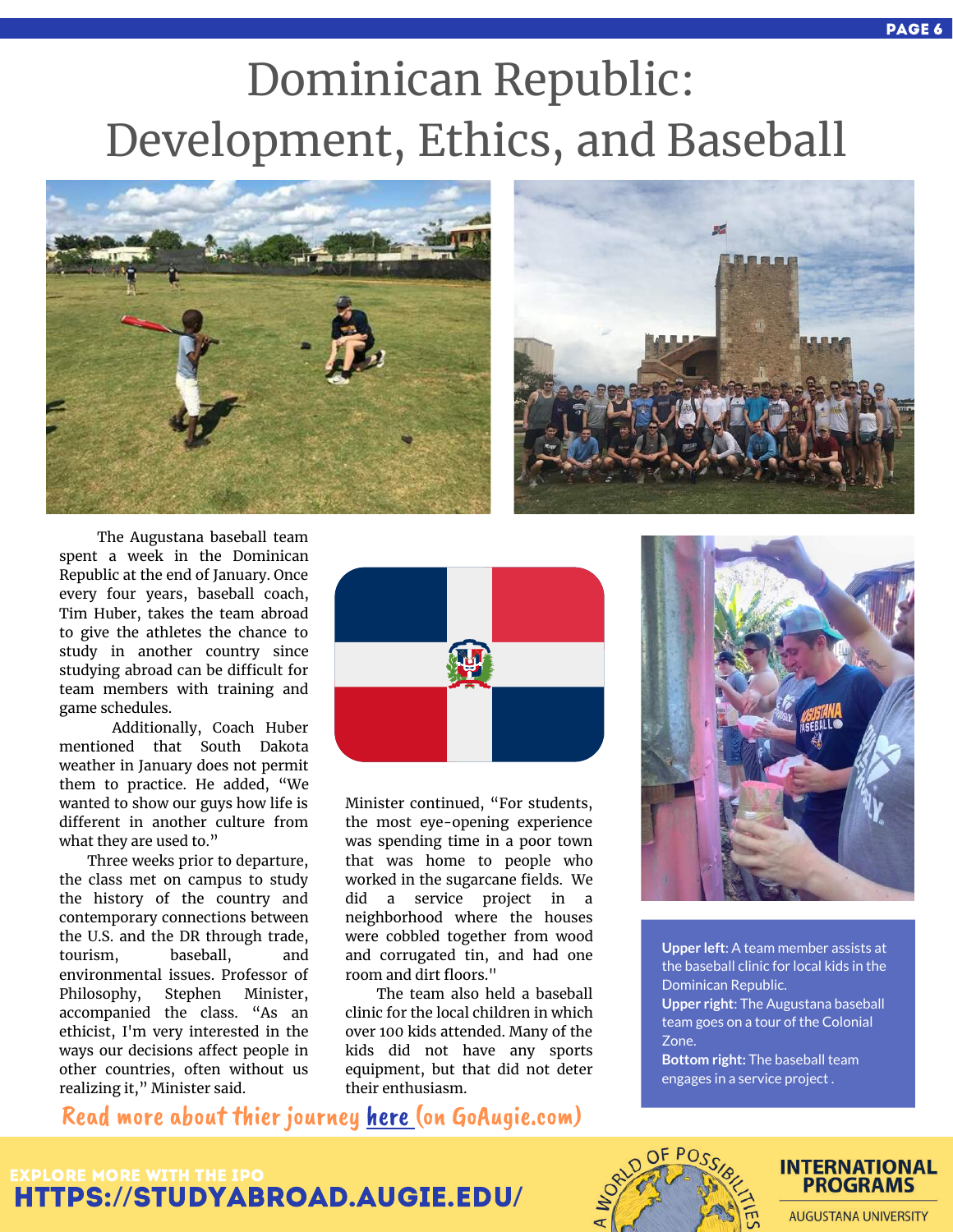# Dominican Republic: Development, Ethics, and Baseball

The Augustana baseball team spent a week in the Dominican Republic at the end of January. Once every four years, baseball coach, Tim Huber, takes the team abroad to give the athletes the chance to study in another country since studying abroad can be difficult for team members with training and game schedules.

Additionally, Coach Huber mentioned that South Dakota weather in January does not permit them to practice. He added, "We wanted to show our guys how life is different in another culture from what they are used to."

Three weeks prior to departure, the class met on campus to study the history of the country and contemporary connections between the U.S. and the DR through trade, tourism, baseball, and environmental issues. Professor of Philosophy, Stephen Minister, accompanied the class. "As an ethicist, I'm very interested in the ways our decisions affect people in other countries, often without us realizing it," Minister said.

Minister continued, "For students, the most eye-opening experience was spending time in a poor town that was home to people who worked in the sugarcane fields. We did a service project in a neighborhood where the houses were cobbled together from wood and corrugated tin, and had one room and dirt floors."

The team also held a baseball clinic for the local children in which over 100 kids attended. Many of the kids did not have any sports equipment, but that did not deter their enthusiasm.

**Upper left**: A team member assists at the baseball clinic for local kids in the Dominican Republic.
**Upper right**: The Augustana baseball team goes on a tour of the Colonial Zone.
**Bottom right:** The baseball team engages in a service project .

Read more about thier journey here (on GoAugie.com)

EXPLORE MORE WITH THE IPO
HTTPS://STUDYABROAD.AUGIE.EDU/

A WORLD OF POSSIBILITIES

INTERNATIONAL PROGRAMS
AUGUSTANA UNIVERSITY